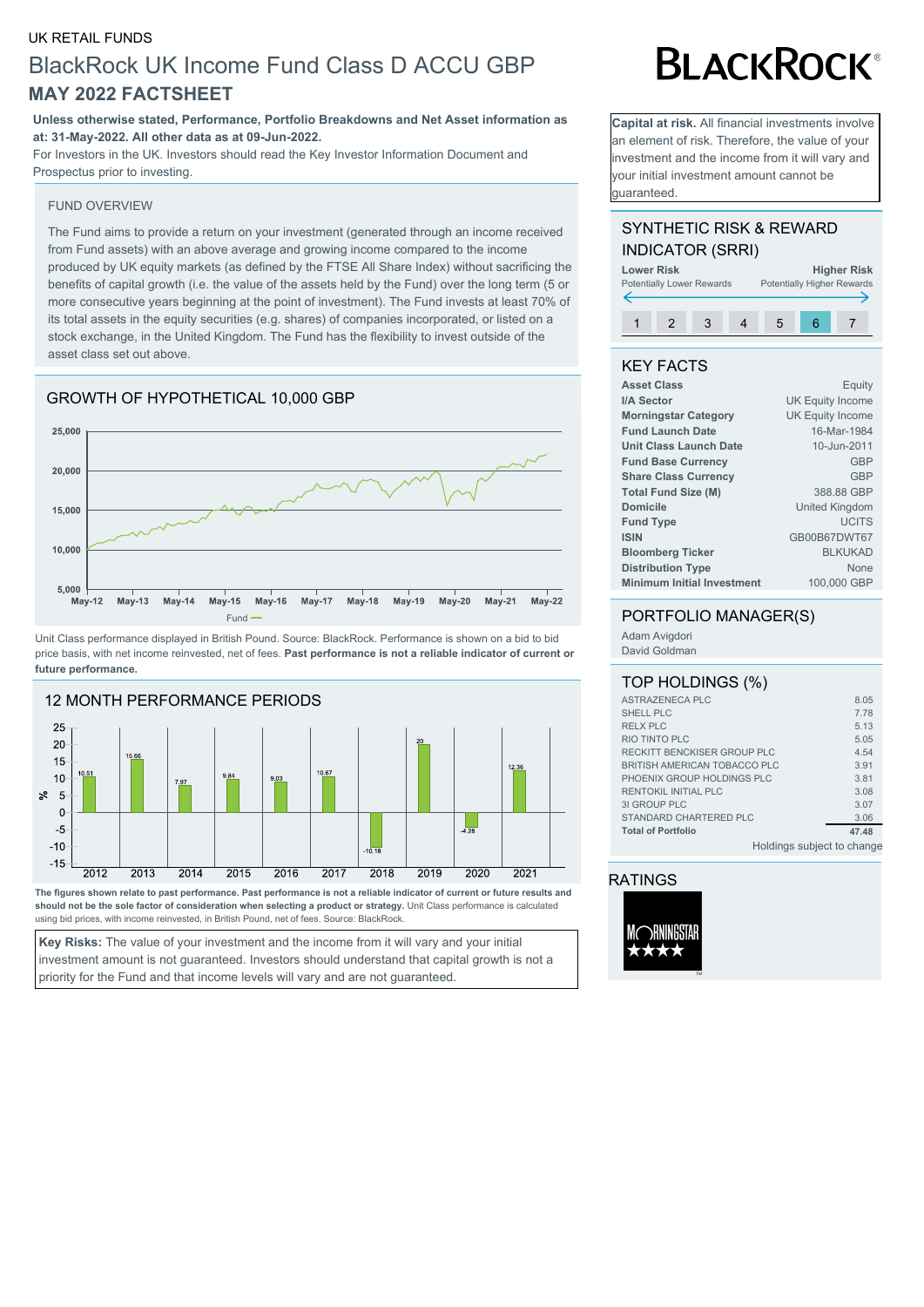UK RETAIL FUNDS

# BlackRock UK Income Fund Class D ACCU GBP

## MAY 2022 FACTSHEET

**Unless otherwise stated, Performance, Portfolio Breakdowns and Net Asset information as at: 31-May-2022. All other data as at 09-Jun-2022.**

For Investors in the UK. Investors should read the Key Investor Information Document and Prospectus prior to investing.

**Capital at risk.** All financial investments involve an element of risk. Therefore, the value of your investment and the income from it will vary and your initial investment amount cannot be guaranteed.

### FUND OVERVIEW

The Fund aims to provide a return on your investment (generated through an income received from Fund assets) with an above average and growing income compared to the income produced by UK equity markets (as defined by the FTSE All Share Index) without sacrificing the benefits of capital growth (i.e. the value of the assets held by the Fund) over the long term (5 or more consecutive years beginning at the point of investment). The Fund invests at least 70% of its total assets in the equity securities (e.g. shares) of companies incorporated, or listed on a stock exchange, in the United Kingdom. The Fund has the flexibility to invest outside of the asset class set out above.

### GROWTH OF HYPOTHETICAL 10,000 GBP

Unit Class performance displayed in British Pound. Source: BlackRock. Performance is shown on a bid to bid price basis, with net income reinvested, net of fees. **Past performance is not a reliable indicator of current or future performance.**

### 12 MONTH PERFORMANCE PERIODS

| Year | 2012 | 2013 | 2014 | 2015 | 2016 | 2017 | 2018 | 2019 | 2020 | 2021 |
|---|---|---|---|---|---|---|---|---|---|---|
| Fund (%) | 10.51 | 15.66 | 7.97 | 9.84 | 9.03 | 10.67 | -10.18 | 20 | -4.28 | 12.36 |

**The figures shown relate to past performance. Past performance is not a reliable indicator of current or future results and should not be the sole factor of consideration when selecting a product or strategy.** Unit Class performance is calculated using bid prices, with income reinvested, in British Pound, net of fees. Source: BlackRock.

**Key Risks:** The value of your investment and the income from it will vary and your initial investment amount is not guaranteed. Investors should understand that capital growth is not a priority for the Fund and that income levels will vary and are not guaranteed.

### SYNTHETIC RISK & REWARD INDICATOR (SRRI)

Lower Risk – Potentially Lower Rewards | Higher Risk – Potentially Higher Rewards

1 2 3 4 5 **6** 7

### KEY FACTS

| | |
|---|---|
| **Asset Class** | Equity |
| **I/A Sector** | UK Equity Income |
| **Morningstar Category** | UK Equity Income |
| **Fund Launch Date** | 16-Mar-1984 |
| **Unit Class Launch Date** | 10-Jun-2011 |
| **Fund Base Currency** | GBP |
| **Share Class Currency** | GBP |
| **Total Fund Size (M)** | 388.88 GBP |
| **Domicile** | United Kingdom |
| **Fund Type** | UCITS |
| **ISIN** | GB00B67DWT67 |
| **Bloomberg Ticker** | BLKUKAD |
| **Distribution Type** | None |
| **Minimum Initial Investment** | 100,000 GBP |

### PORTFOLIO MANAGER(S)

Adam Avigdori
David Goldman

### TOP HOLDINGS (%)

| | |
|---|---|
| ASTRAZENECA PLC | 8.05 |
| SHELL PLC | 7.78 |
| RELX PLC | 5.13 |
| RIO TINTO PLC | 5.05 |
| RECKITT BENCKISER GROUP PLC | 4.54 |
| BRITISH AMERICAN TOBACCO PLC | 3.91 |
| PHOENIX GROUP HOLDINGS PLC | 3.81 |
| RENTOKIL INITIAL PLC | 3.08 |
| 3I GROUP PLC | 3.07 |
| STANDARD CHARTERED PLC | 3.06 |
| **Total of Portfolio** | **47.48** |

Holdings subject to change

### RATINGS

Morningstar ★★★★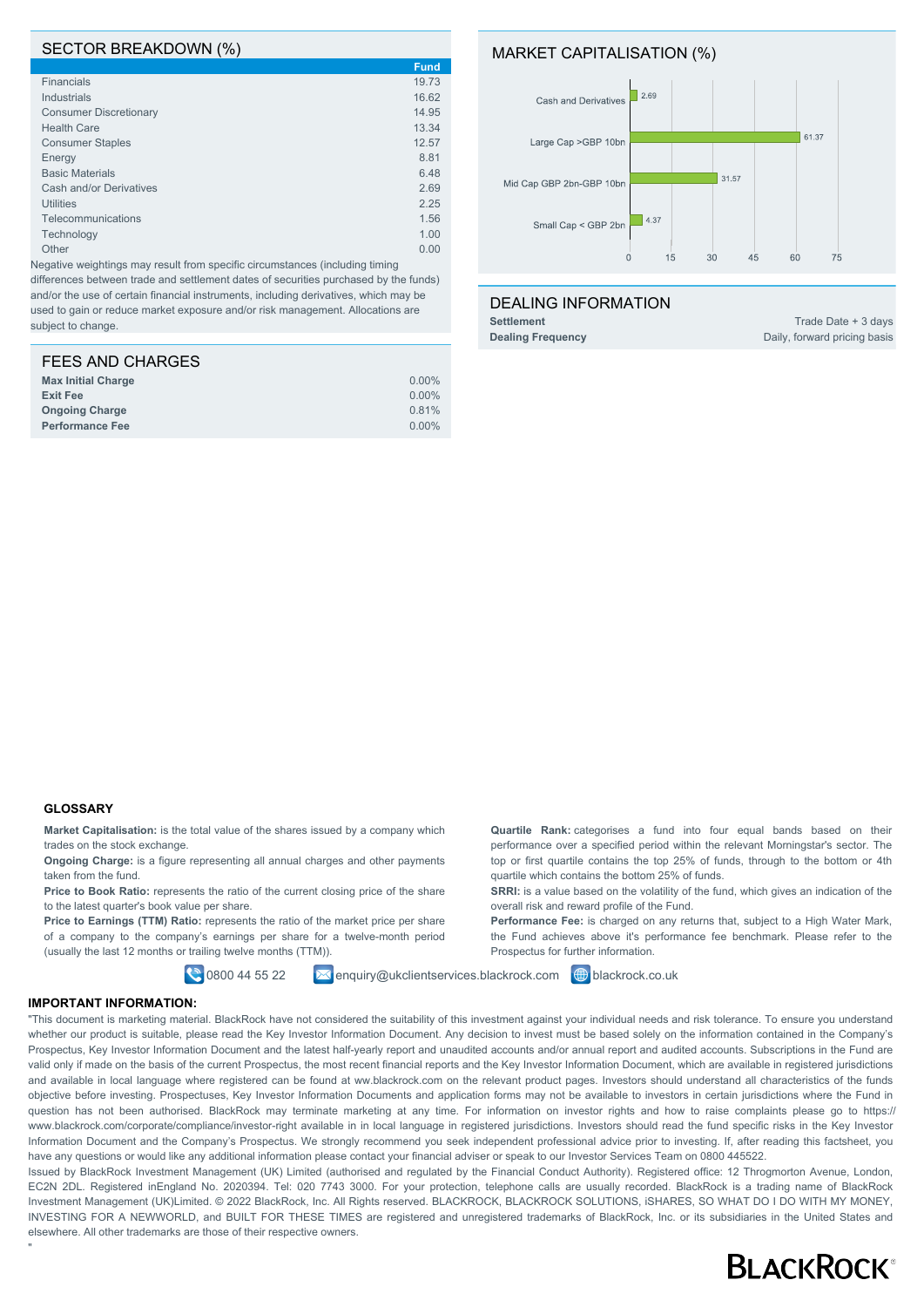## SECTOR BREAKDOWN (%)

| | Fund |
|---|---|
| Financials | 19.73 |
| Industrials | 16.62 |
| Consumer Discretionary | 14.95 |
| Health Care | 13.34 |
| Consumer Staples | 12.57 |
| Energy | 8.81 |
| Basic Materials | 6.48 |
| Cash and/or Derivatives | 2.69 |
| Utilities | 2.25 |
| Telecommunications | 1.56 |
| Technology | 1.00 |
| Other | 0.00 |

Negative weightings may result from specific circumstances (including timing differences between trade and settlement dates of securities purchased by the funds) and/or the use of certain financial instruments, including derivatives, which may be used to gain or reduce market exposure and/or risk management. Allocations are subject to change.

## MARKET CAPITALISATION (%)

| | % |
|---|---|
| Cash and Derivatives | 2.69 |
| Large Cap >GBP 10bn | 61.37 |
| Mid Cap GBP 2bn-GBP 10bn | 31.57 |
| Small Cap < GBP 2bn | 4.37 |

## FEES AND CHARGES

| | |
|---|---|
| **Max Initial Charge** | 0.00% |
| **Exit Fee** | 0.00% |
| **Ongoing Charge** | 0.81% |
| **Performance Fee** | 0.00% |

## DEALING INFORMATION

| | |
|---|---|
| **Settlement** | Trade Date + 3 days |
| **Dealing Frequency** | Daily, forward pricing basis |

### GLOSSARY

**Market Capitalisation:** is the total value of the shares issued by a company which trades on the stock exchange.

**Ongoing Charge:** is a figure representing all annual charges and other payments taken from the fund.

**Price to Book Ratio:** represents the ratio of the current closing price of the share to the latest quarter's book value per share.

**Price to Earnings (TTM) Ratio:** represents the ratio of the market price per share of a company to the company's earnings per share for a twelve-month period (usually the last 12 months or trailing twelve months (TTM)).

**Quartile Rank:** categorises a fund into four equal bands based on their performance over a specified period within the relevant Morningstar's sector. The top or first quartile contains the top 25% of funds, through to the bottom or 4th quartile which contains the bottom 25% of funds.

**SRRI:** is a value based on the volatility of the fund, which gives an indication of the overall risk and reward profile of the Fund.

**Performance Fee:** is charged on any returns that, subject to a High Water Mark, the Fund achieves above it's performance fee benchmark. Please refer to the Prospectus for further information.

0800 44 55 22 | enquiry@ukclientservices.blackrock.com | blackrock.co.uk

### IMPORTANT INFORMATION:

"This document is marketing material. BlackRock have not considered the suitability of this investment against your individual needs and risk tolerance. To ensure you understand whether our product is suitable, please read the Key Investor Information Document. Any decision to invest must be based solely on the information contained in the Company's Prospectus, Key Investor Information Document and the latest half-yearly report and unaudited accounts and/or annual report and audited accounts. Subscriptions in the Fund are valid only if made on the basis of the current Prospectus, the most recent financial reports and the Key Investor Information Document, which are available in registered jurisdictions and available in local language where registered can be found at ww.blackrock.com on the relevant product pages. Investors should understand all characteristics of the funds objective before investing. Prospectuses, Key Investor Information Documents and application forms may not be available to investors in certain jurisdictions where the Fund in question has not been authorised. BlackRock may terminate marketing at any time. For information on investor rights and how to raise complaints please go to https://www.blackrock.com/corporate/compliance/investor-right available in in local language in registered jurisdictions. Investors should read the fund specific risks in the Key Investor Information Document and the Company's Prospectus. We strongly recommend you seek independent professional advice prior to investing. If, after reading this factsheet, you have any questions or would like any additional information please contact your financial adviser or speak to our Investor Services Team on 0800 445522.

Issued by BlackRock Investment Management (UK) Limited (authorised and regulated by the Financial Conduct Authority). Registered office: 12 Throgmorton Avenue, London, EC2N 2DL. Registered inEngland No. 2020394. Tel: 020 7743 3000. For your protection, telephone calls are usually recorded. BlackRock is a trading name of BlackRock Investment Management (UK)Limited. © 2022 BlackRock, Inc. All Rights reserved. BLACKROCK, BLACKROCK SOLUTIONS, iSHARES, SO WHAT DO I DO WITH MY MONEY, INVESTING FOR A NEWWORLD, and BUILT FOR THESE TIMES are registered and unregistered trademarks of BlackRock, Inc. or its subsidiaries in the United States and elsewhere. All other trademarks are those of their respective owners.
"

BLACKROCK®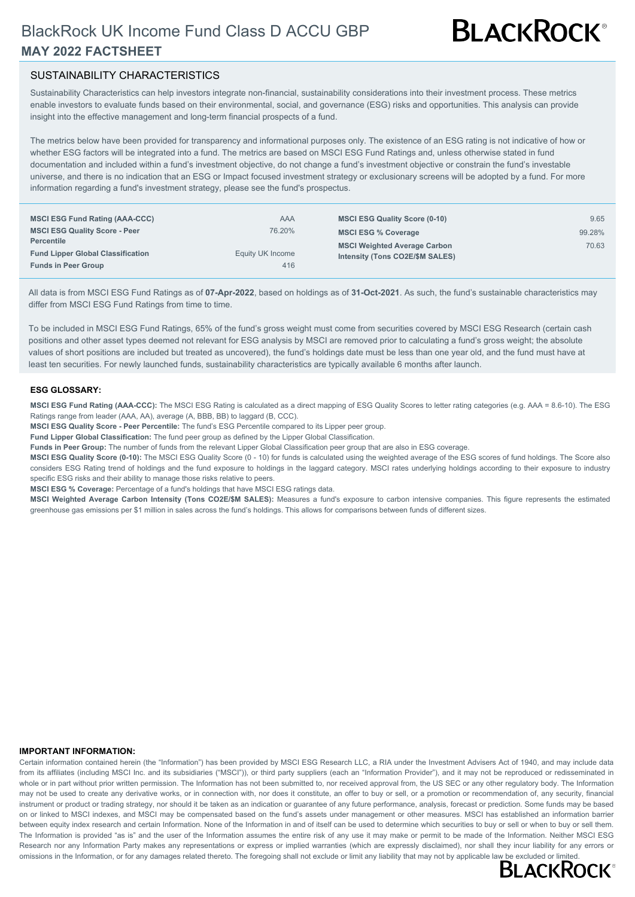# BlackRock UK Income Fund Class D ACCU GBP

## MAY 2022 FACTSHEET

### SUSTAINABILITY CHARACTERISTICS

Sustainability Characteristics can help investors integrate non-financial, sustainability considerations into their investment process. These metrics enable investors to evaluate funds based on their environmental, social, and governance (ESG) risks and opportunities. This analysis can provide insight into the effective management and long-term financial prospects of a fund.

The metrics below have been provided for transparency and informational purposes only. The existence of an ESG rating is not indicative of how or whether ESG factors will be integrated into a fund. The metrics are based on MSCI ESG Fund Ratings and, unless otherwise stated in fund documentation and included within a fund's investment objective, do not change a fund's investment objective or constrain the fund's investable universe, and there is no indication that an ESG or Impact focused investment strategy or exclusionary screens will be adopted by a fund. For more information regarding a fund's investment strategy, please see the fund's prospectus.

| | | | |
|---|---|---|---|
| **MSCI ESG Fund Rating (AAA-CCC)** | AAA | **MSCI ESG Quality Score (0-10)** | 9.65 |
| **MSCI ESG Quality Score - Peer Percentile** | 76.20% | **MSCI ESG % Coverage** | 99.28% |
| **Fund Lipper Global Classification** | Equity UK Income | **MSCI Weighted Average Carbon Intensity (Tons CO2E/$M SALES)** | 70.63 |
| **Funds in Peer Group** | 416 | | |

All data is from MSCI ESG Fund Ratings as of **07-Apr-2022**, based on holdings as of **31-Oct-2021**. As such, the fund's sustainable characteristics may differ from MSCI ESG Fund Ratings from time to time.

To be included in MSCI ESG Fund Ratings, 65% of the fund's gross weight must come from securities covered by MSCI ESG Research (certain cash positions and other asset types deemed not relevant for ESG analysis by MSCI are removed prior to calculating a fund's gross weight; the absolute values of short positions are included but treated as uncovered), the fund's holdings date must be less than one year old, and the fund must have at least ten securities. For newly launched funds, sustainability characteristics are typically available 6 months after launch.

#### ESG GLOSSARY:

**MSCI ESG Fund Rating (AAA-CCC):** The MSCI ESG Rating is calculated as a direct mapping of ESG Quality Scores to letter rating categories (e.g. AAA = 8.6-10). The ESG Ratings range from leader (AAA, AA), average (A, BBB, BB) to laggard (B, CCC).

**MSCI ESG Quality Score - Peer Percentile:** The fund's ESG Percentile compared to its Lipper peer group.

**Fund Lipper Global Classification:** The fund peer group as defined by the Lipper Global Classification.

**Funds in Peer Group:** The number of funds from the relevant Lipper Global Classification peer group that are also in ESG coverage.

**MSCI ESG Quality Score (0-10):** The MSCI ESG Quality Score (0 - 10) for funds is calculated using the weighted average of the ESG scores of fund holdings. The Score also considers ESG Rating trend of holdings and the fund exposure to holdings in the laggard category. MSCI rates underlying holdings according to their exposure to industry specific ESG risks and their ability to manage those risks relative to peers.

**MSCI ESG % Coverage:** Percentage of a fund's holdings that have MSCI ESG ratings data.

**MSCI Weighted Average Carbon Intensity (Tons CO2E/$M SALES):** Measures a fund's exposure to carbon intensive companies. This figure represents the estimated greenhouse gas emissions per $1 million in sales across the fund's holdings. This allows for comparisons between funds of different sizes.

#### IMPORTANT INFORMATION:

Certain information contained herein (the "Information") has been provided by MSCI ESG Research LLC, a RIA under the Investment Advisers Act of 1940, and may include data from its affiliates (including MSCI Inc. and its subsidiaries ("MSCI")), or third party suppliers (each an "Information Provider"), and it may not be reproduced or redisseminated in whole or in part without prior written permission. The Information has not been submitted to, nor received approval from, the US SEC or any other regulatory body. The Information may not be used to create any derivative works, or in connection with, nor does it constitute, an offer to buy or sell, or a promotion or recommendation of, any security, financial instrument or product or trading strategy, nor should it be taken as an indication or guarantee of any future performance, analysis, forecast or prediction. Some funds may be based on or linked to MSCI indexes, and MSCI may be compensated based on the fund's assets under management or other measures. MSCI has established an information barrier between equity index research and certain Information. None of the Information in and of itself can be used to determine which securities to buy or sell or when to buy or sell them. The Information is provided "as is" and the user of the Information assumes the entire risk of any use it may make or permit to be made of the Information. Neither MSCI ESG Research nor any Information Party makes any representations or express or implied warranties (which are expressly disclaimed), nor shall they incur liability for any errors or omissions in the Information, or for any damages related thereto. The foregoing shall not exclude or limit any liability that may not by applicable law be excluded or limited.